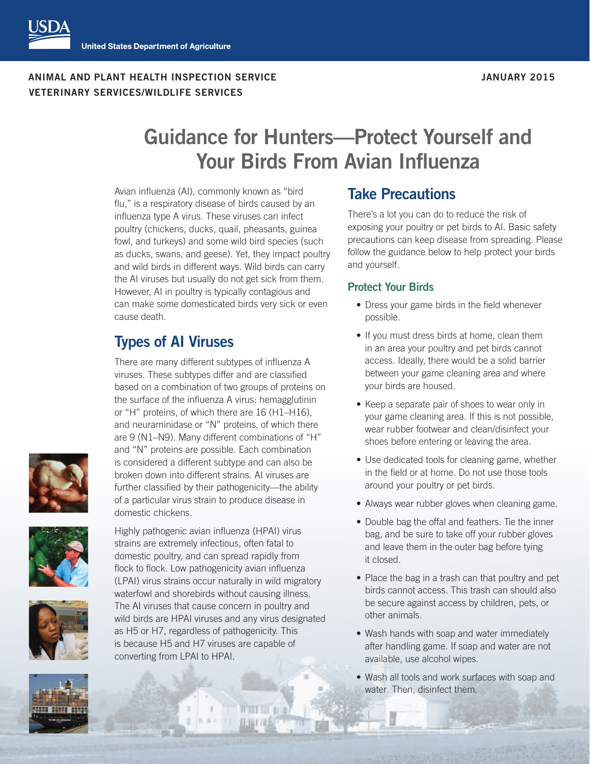United States Department of Agriculture

ANIMAL AND PLANT HEALTH INSPECTION SERVICE
VETERINARY SERVICES/WILDLIFE SERVICES

JANUARY 2015

# Guidance for Hunters—Protect Yourself and Your Birds From Avian Influenza

Avian influenza (AI), commonly known as "bird flu," is a respiratory disease of birds caused by an influenza type A virus. These viruses can infect poultry (chickens, ducks, quail, pheasants, guinea fowl, and turkeys) and some wild bird species (such as ducks, swans, and geese). Yet, they impact poultry and wild birds in different ways. Wild birds can carry the AI viruses but usually do not get sick from them. However, AI in poultry is typically contagious and can make some domesticated birds very sick or even cause death.

## Types of AI Viruses

There are many different subtypes of influenza A viruses. These subtypes differ and are classified based on a combination of two groups of proteins on the surface of the influenza A virus: hemagglutinin or "H" proteins, of which there are 16 (H1–H16), and neuraminidase or "N" proteins, of which there are 9 (N1–N9). Many different combinations of "H" and "N" proteins are possible. Each combination is considered a different subtype and can also be broken down into different strains. AI viruses are further classified by their pathogenicity—the ability of a particular virus strain to produce disease in domestic chickens.

Highly pathogenic avian influenza (HPAI) virus strains are extremely infectious, often fatal to domestic poultry, and can spread rapidly from flock to flock. Low pathogenicity avian influenza (LPAI) virus strains occur naturally in wild migratory waterfowl and shorebirds without causing illness. The AI viruses that cause concern in poultry and wild birds are HPAI viruses and any virus designated as H5 or H7, regardless of pathogenicity. This is because H5 and H7 viruses are capable of converting from LPAI to HPAI.

## Take Precautions

There's a lot you can do to reduce the risk of exposing your poultry or pet birds to AI. Basic safety precautions can keep disease from spreading. Please follow the guidance below to help protect your birds and yourself.

### Protect Your Birds

- Dress your game birds in the field whenever possible.
- If you must dress birds at home, clean them in an area your poultry and pet birds cannot access. Ideally, there would be a solid barrier between your game cleaning area and where your birds are housed.
- Keep a separate pair of shoes to wear only in your game cleaning area. If this is not possible, wear rubber footwear and clean/disinfect your shoes before entering or leaving the area.
- Use dedicated tools for cleaning game, whether in the field or at home. Do not use those tools around your poultry or pet birds.
- Always wear rubber gloves when cleaning game.
- Double bag the offal and feathers. Tie the inner bag, and be sure to take off your rubber gloves and leave them in the outer bag before tying it closed.
- Place the bag in a trash can that poultry and pet birds cannot access. This trash can should also be secure against access by children, pets, or other animals.
- Wash hands with soap and water immediately after handling game. If soap and water are not available, use alcohol wipes.
- Wash all tools and work surfaces with soap and water. Then, disinfect them.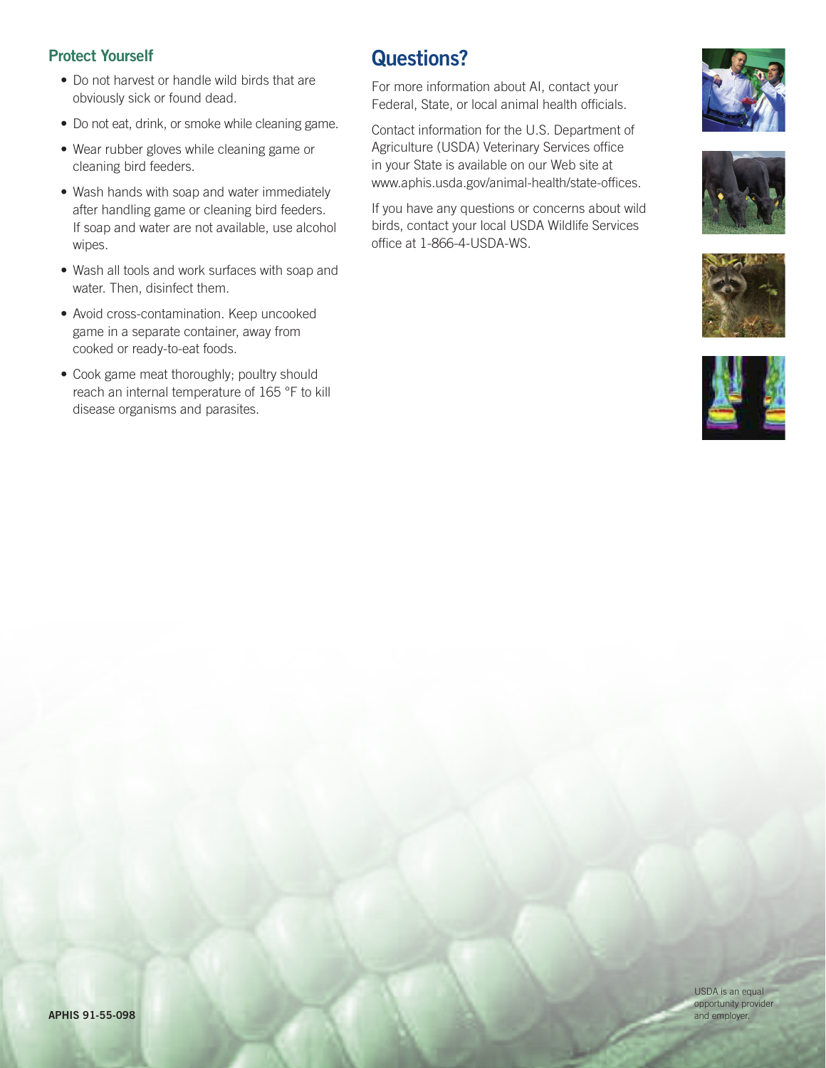## Protect Yourself

- Do not harvest or handle wild birds that are obviously sick or found dead.
- Do not eat, drink, or smoke while cleaning game.
- Wear rubber gloves while cleaning game or cleaning bird feeders.
- Wash hands with soap and water immediately after handling game or cleaning bird feeders. If soap and water are not available, use alcohol wipes.
- Wash all tools and work surfaces with soap and water. Then, disinfect them.
- Avoid cross-contamination. Keep uncooked game in a separate container, away from cooked or ready-to-eat foods.
- Cook game meat thoroughly; poultry should reach an internal temperature of 165 °F to kill disease organisms and parasites.

## Questions?

For more information about AI, contact your Federal, State, or local animal health officials.

Contact information for the U.S. Department of Agriculture (USDA) Veterinary Services office in your State is available on our Web site at www.aphis.usda.gov/animal-health/state-offices.

If you have any questions or concerns about wild birds, contact your local USDA Wildlife Services office at 1-866-4-USDA-WS.

APHIS 91-55-098

USDA is an equal opportunity provider and employer.